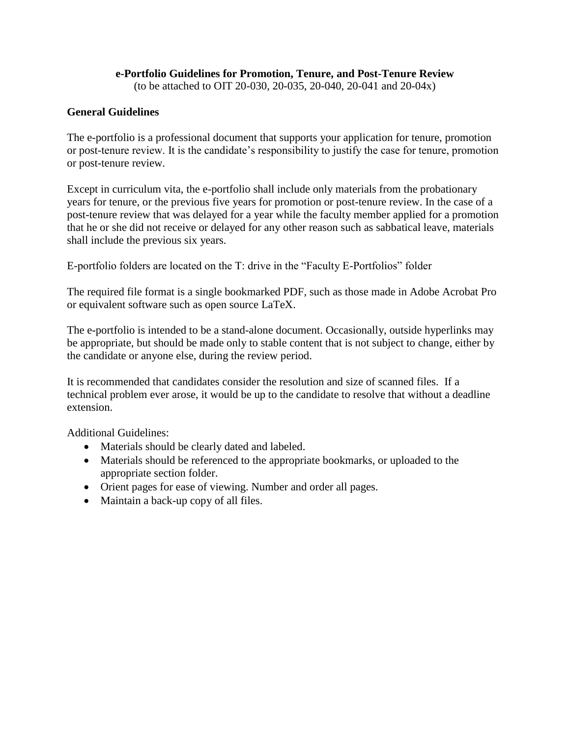**e-Portfolio Guidelines for Promotion, Tenure, and Post-Tenure Review**
(to be attached to OIT 20-030, 20-035, 20-040, 20-041 and 20-04x)

### General Guidelines

The e-portfolio is a professional document that supports your application for tenure, promotion or post-tenure review. It is the candidate's responsibility to justify the case for tenure, promotion or post-tenure review.

Except in curriculum vita, the e-portfolio shall include only materials from the probationary years for tenure, or the previous five years for promotion or post-tenure review. In the case of a post-tenure review that was delayed for a year while the faculty member applied for a promotion that he or she did not receive or delayed for any other reason such as sabbatical leave, materials shall include the previous six years.

E-portfolio folders are located on the T: drive in the "Faculty E-Portfolios" folder

The required file format is a single bookmarked PDF, such as those made in Adobe Acrobat Pro or equivalent software such as open source LaTeX.

The e-portfolio is intended to be a stand-alone document. Occasionally, outside hyperlinks may be appropriate, but should be made only to stable content that is not subject to change, either by the candidate or anyone else, during the review period.

It is recommended that candidates consider the resolution and size of scanned files. If a technical problem ever arose, it would be up to the candidate to resolve that without a deadline extension.

Additional Guidelines:

- Materials should be clearly dated and labeled.
- Materials should be referenced to the appropriate bookmarks, or uploaded to the appropriate section folder.
- Orient pages for ease of viewing. Number and order all pages.
- Maintain a back-up copy of all files.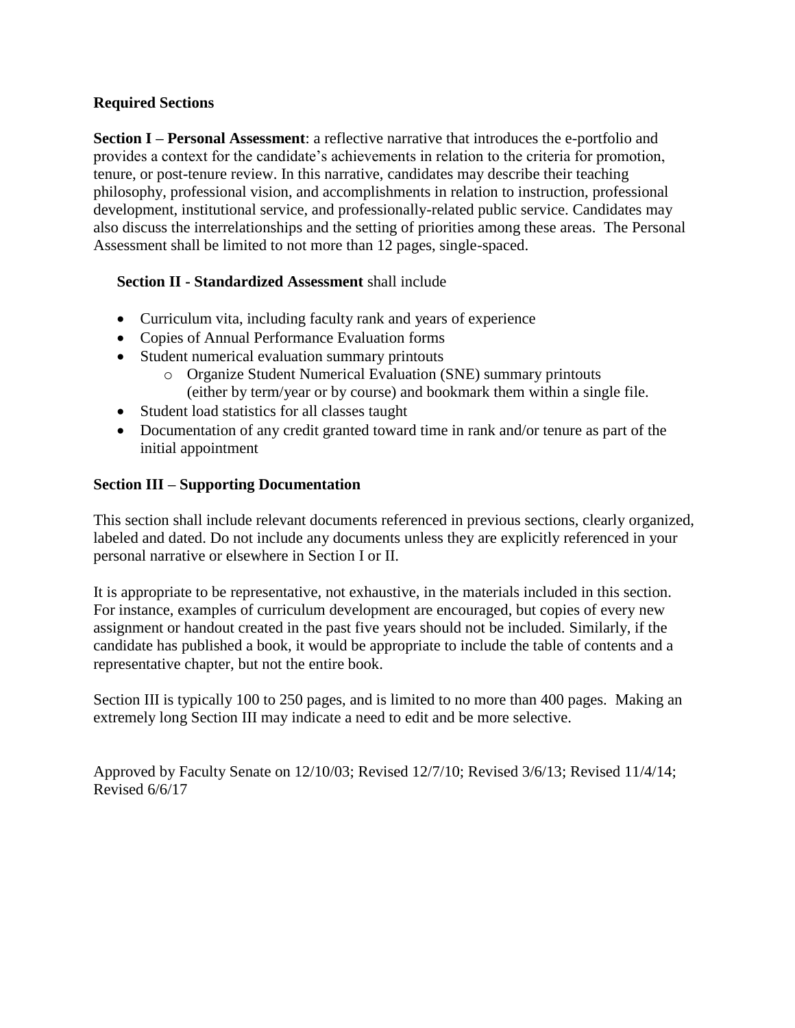**Required Sections**

**Section I – Personal Assessment**: a reflective narrative that introduces the e-portfolio and provides a context for the candidate's achievements in relation to the criteria for promotion, tenure, or post-tenure review. In this narrative, candidates may describe their teaching philosophy, professional vision, and accomplishments in relation to instruction, professional development, institutional service, and professionally-related public service. Candidates may also discuss the interrelationships and the setting of priorities among these areas. The Personal Assessment shall be limited to not more than 12 pages, single-spaced.

**Section II - Standardized Assessment** shall include

- Curriculum vita, including faculty rank and years of experience
- Copies of Annual Performance Evaluation forms
- Student numerical evaluation summary printouts
  - Organize Student Numerical Evaluation (SNE) summary printouts (either by term/year or by course) and bookmark them within a single file.
- Student load statistics for all classes taught
- Documentation of any credit granted toward time in rank and/or tenure as part of the initial appointment

**Section III – Supporting Documentation**

This section shall include relevant documents referenced in previous sections, clearly organized, labeled and dated. Do not include any documents unless they are explicitly referenced in your personal narrative or elsewhere in Section I or II.

It is appropriate to be representative, not exhaustive, in the materials included in this section. For instance, examples of curriculum development are encouraged, but copies of every new assignment or handout created in the past five years should not be included. Similarly, if the candidate has published a book, it would be appropriate to include the table of contents and a representative chapter, but not the entire book.

Section III is typically 100 to 250 pages, and is limited to no more than 400 pages. Making an extremely long Section III may indicate a need to edit and be more selective.

Approved by Faculty Senate on 12/10/03; Revised 12/7/10; Revised 3/6/13; Revised 11/4/14; Revised 6/6/17